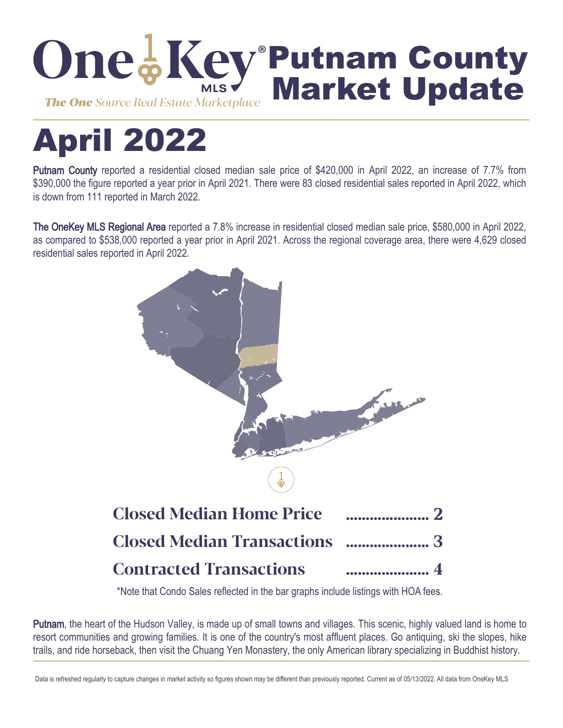# OneKey® MLS Putnam County Market Update

*The One Source Real Estate Marketplace*

# April 2022

**Putnam County** reported a residential closed median sale price of $420,000 in April 2022, an increase of 7.7% from $390,000 the figure reported a year prior in April 2021. There were 83 closed residential sales reported in April 2022, which is down from 111 reported in March 2022.

**The OneKey MLS Regional Area** reported a 7.8% increase in residential closed median sale price, $580,000 in April 2022, as compared to $538,000 reported a year prior in April 2021. Across the regional coverage area, there were 4,629 closed residential sales reported in April 2022.

**Closed Median Home Price** ..................... 2

**Closed Median Transactions** ..................... 3

**Contracted Transactions** ..................... 4

*Note that Condo Sales reflected in the bar graphs include listings with HOA fees.

**Putnam**, the heart of the Hudson Valley, is made up of small towns and villages. This scenic, highly valued land is home to resort communities and growing families. It is one of the country's most affluent places. Go antiquing, ski the slopes, hike trails, and ride horseback, then visit the Chuang Yen Monastery, the only American library specializing in Buddhist history.

Data is refreshed regularly to capture changes in market activity so figures shown may be different than previously reported. Current as of 05/13/2022. All data from OneKey MLS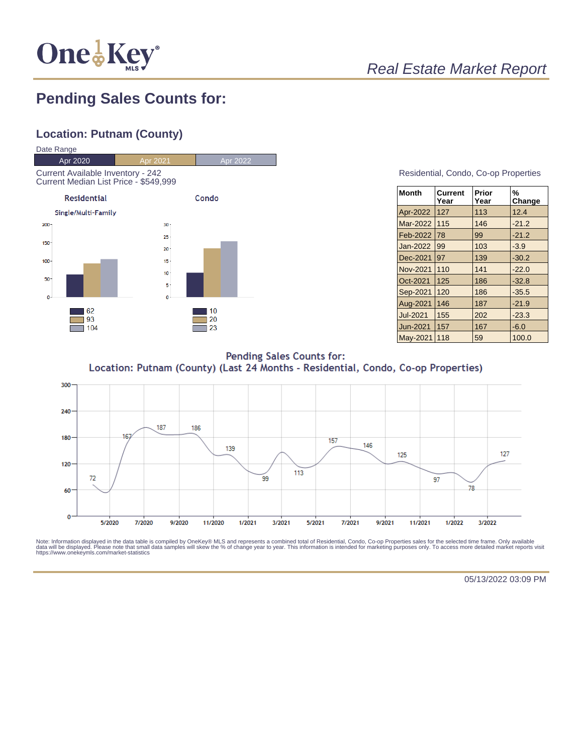# Pending Sales Counts for:

## Location: Putnam (County)

Date Range

| Apr 2020 | Apr 2021 | Apr 2022 |
|---|---|---|

Current Available Inventory - 242
Current Median List Price - $549,999

**Residential**

Single/Multi-Family

| | Residential | Condo |
|---|---|---|
| Apr 2020 | 62 | 10 |
| Apr 2021 | 93 | 20 |
| Apr 2022 | 104 | 23 |

Residential, Condo, Co-op Properties

| Month | Current Year | Prior Year | % Change |
|---|---|---|---|
| Apr-2022 | 127 | 113 | 12.4 |
| Mar-2022 | 115 | 146 | -21.2 |
| Feb-2022 | 78 | 99 | -21.2 |
| Jan-2022 | 99 | 103 | -3.9 |
| Dec-2021 | 97 | 139 | -30.2 |
| Nov-2021 | 110 | 141 | -22.0 |
| Oct-2021 | 125 | 186 | -32.8 |
| Sep-2021 | 120 | 186 | -35.5 |
| Aug-2021 | 146 | 187 | -21.9 |
| Jul-2021 | 155 | 202 | -23.3 |
| Jun-2021 | 157 | 167 | -6.0 |
| May-2021 | 118 | 59 | 100.0 |

Pending Sales Counts for:
Location: Putnam (County) (Last 24 Months - Residential, Condo, Co-op Properties)

Note: Information displayed in the data table is compiled by OneKey® MLS and represents a combined total of Residential, Condo, Co-op Properties sales for the selected time frame. Only available data will be displayed. Please note that small data samples will skew the % of change year to year. This information is intended for marketing purposes only. To access more detailed market reports visit https://www.onekeymls.com/market-statistics

05/13/2022 03:09 PM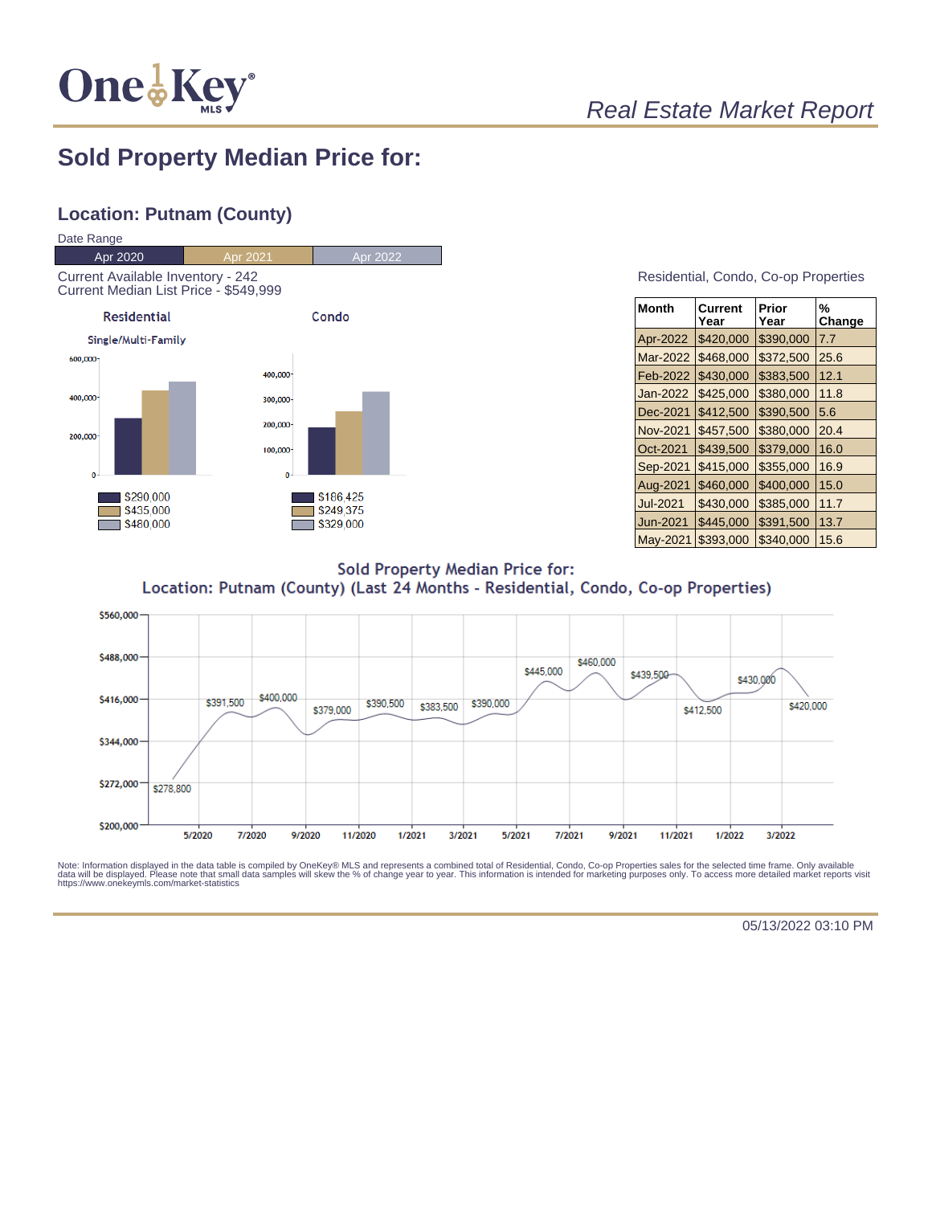# Sold Property Median Price for:

## Location: Putnam (County)

Date Range

| Apr 2020 | Apr 2021 | Apr 2022 |
|---|---|---|

Current Available Inventory - 242
Current Median List Price - $549,999

**Residential**

Single/Multi-Family

- $290,000
- $435,000
- $480,000

**Condo**

- $186,425
- $249,375
- $329,000

Residential, Condo, Co-op Properties

| Month | Current Year | Prior Year | % Change |
|---|---|---|---|
| Apr-2022 | $420,000 | $390,000 | 7.7 |
| Mar-2022 | $468,000 | $372,500 | 25.6 |
| Feb-2022 | $430,000 | $383,500 | 12.1 |
| Jan-2022 | $425,000 | $380,000 | 11.8 |
| Dec-2021 | $412,500 | $390,500 | 5.6 |
| Nov-2021 | $457,500 | $380,000 | 20.4 |
| Oct-2021 | $439,500 | $379,000 | 16.0 |
| Sep-2021 | $415,000 | $355,000 | 16.9 |
| Aug-2021 | $460,000 | $400,000 | 15.0 |
| Jul-2021 | $430,000 | $385,000 | 11.7 |
| Jun-2021 | $445,000 | $391,500 | 13.7 |
| May-2021 | $393,000 | $340,000 | 15.6 |

Sold Property Median Price for:
Location: Putnam (County) (Last 24 Months - Residential, Condo, Co-op Properties)

Note: Information displayed in the data table is compiled by OneKey® MLS and represents a combined total of Residential, Condo, Co-op Properties sales for the selected time frame. Only available data will be displayed. Please note that small data samples will skew the % of change year to year. This information is intended for marketing purposes only. To access more detailed market reports visit https://www.onekeymls.com/market-statistics

05/13/2022 03:10 PM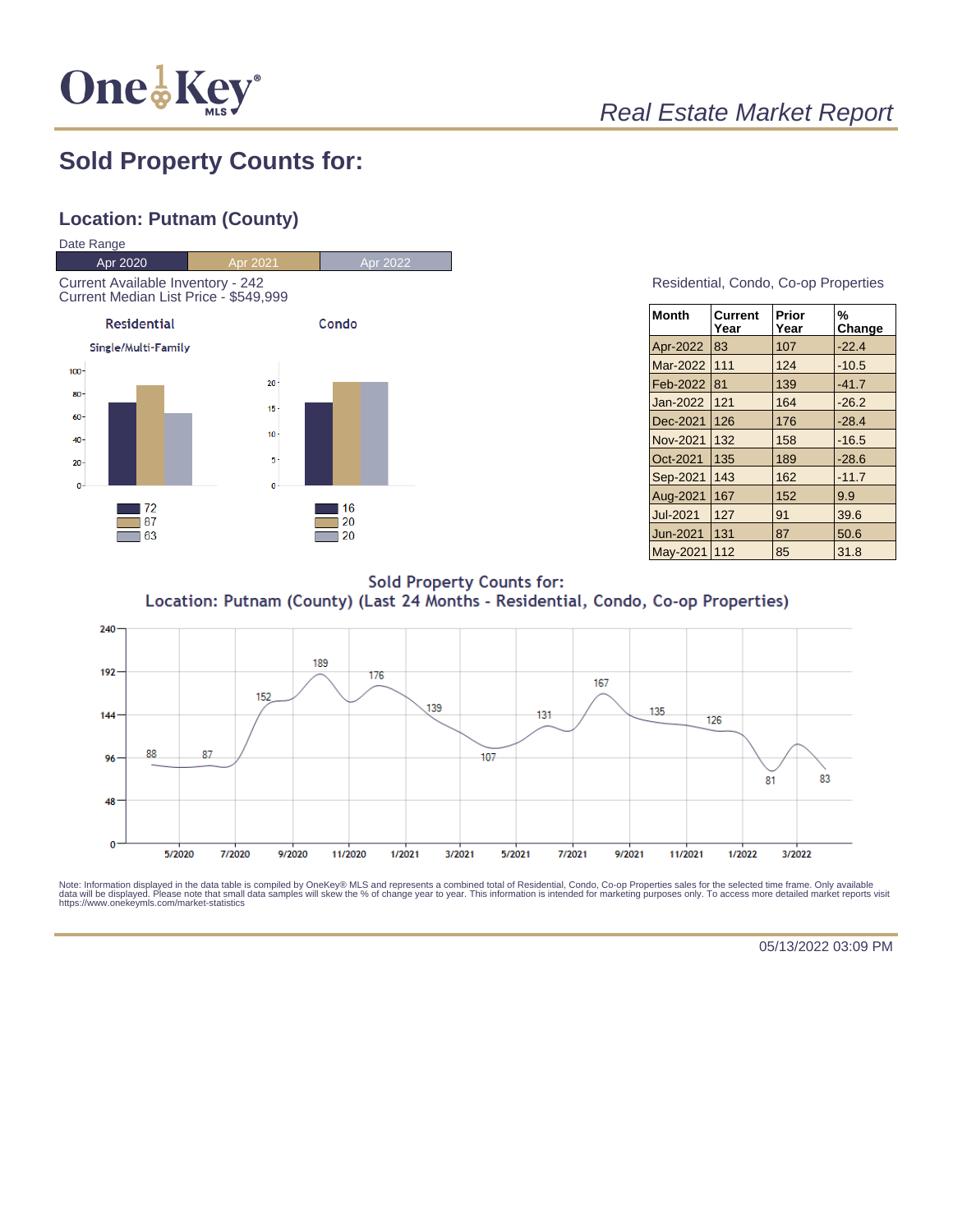OneKey MLS

*Real Estate Market Report*

# Sold Property Counts for:

## Location: Putnam (County)

Date Range

Apr 2020 | Apr 2021 | Apr 2022

Current Available Inventory - 242
Current Median List Price - $549,999

Residential

Single/Multi-Family

100
80
60
40
20
0

72
87
63

Condo

20
15
10
5
0

16
20
20

Residential, Condo, Co-op Properties

| Month | Current Year | Prior Year | % Change |
|---|---|---|---|
| Apr-2022 | 83 | 107 | -22.4 |
| Mar-2022 | 111 | 124 | -10.5 |
| Feb-2022 | 81 | 139 | -41.7 |
| Jan-2022 | 121 | 164 | -26.2 |
| Dec-2021 | 126 | 176 | -28.4 |
| Nov-2021 | 132 | 158 | -16.5 |
| Oct-2021 | 135 | 189 | -28.6 |
| Sep-2021 | 143 | 162 | -11.7 |
| Aug-2021 | 167 | 152 | 9.9 |
| Jul-2021 | 127 | 91 | 39.6 |
| Jun-2021 | 131 | 87 | 50.6 |
| May-2021 | 112 | 85 | 31.8 |

Sold Property Counts for:
Location: Putnam (County) (Last 24 Months - Residential, Condo, Co-op Properties)

240
192
144
96
48
0

88
87
152
189
176
139
107
131
167
135
126
81
83

5/2020
7/2020
9/2020
11/2020
1/2021
3/2021
5/2021
7/2021
9/2021
11/2021
1/2022
3/2022

Note: Information displayed in the data table is compiled by OneKey® MLS and represents a combined total of Residential, Condo, Co-op Properties sales for the selected time frame. Only available data will be displayed. Please note that small data samples will skew the % of change year to year. This information is intended for marketing purposes only. To access more detailed market reports visit https://www.onekeymls.com/market-statistics

05/13/2022 03:09 PM